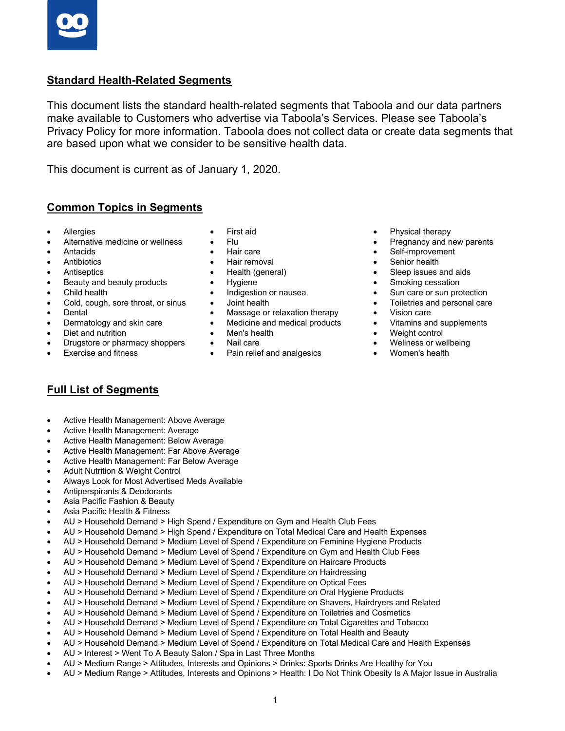## Standard Health-Related Segments

This document lists the standard health-related segments that Taboola and our data partners make available to Customers who advertise via Taboola's Services. Please see Taboola's Privacy Policy for more information. Taboola does not collect data or create data segments that are based upon what we consider to be sensitive health data.

This document is current as of January 1, 2020.

## Common Topics in Segments

- Allergies
- Alternative medicine or wellness
- Antacids
- Antibiotics
- Antiseptics
- Beauty and beauty products
- Child health
- Cold, cough, sore throat, or sinus
- Dental
- Dermatology and skin care
- Diet and nutrition
- Drugstore or pharmacy shoppers
- Exercise and fitness
- First aid
- Flu
- Hair care
- Hair removal
- Health (general)
- Hygiene
- Indigestion or nausea
- Joint health
- Massage or relaxation therapy
- Medicine and medical products
- Men's health
- Nail care
- Pain relief and analgesics
- Physical therapy
- Pregnancy and new parents
- Self-improvement
- Senior health
- Sleep issues and aids
- Smoking cessation
- Sun care or sun protection
- Toiletries and personal care
- Vision care
- Vitamins and supplements
- Weight control
- Wellness or wellbeing
- Women's health

## Full List of Segments

- Active Health Management: Above Average
- Active Health Management: Average
- Active Health Management: Below Average
- Active Health Management: Far Above Average
- Active Health Management: Far Below Average
- Adult Nutrition & Weight Control
- Always Look for Most Advertised Meds Available
- Antiperspirants & Deodorants
- Asia Pacific Fashion & Beauty
- Asia Pacific Health & Fitness
- AU > Household Demand > High Spend / Expenditure on Gym and Health Club Fees
- AU > Household Demand > High Spend / Expenditure on Total Medical Care and Health Expenses
- AU > Household Demand > Medium Level of Spend / Expenditure on Feminine Hygiene Products
- AU > Household Demand > Medium Level of Spend / Expenditure on Gym and Health Club Fees
- AU > Household Demand > Medium Level of Spend / Expenditure on Haircare Products
- AU > Household Demand > Medium Level of Spend / Expenditure on Hairdressing
- AU > Household Demand > Medium Level of Spend / Expenditure on Optical Fees
- AU > Household Demand > Medium Level of Spend / Expenditure on Oral Hygiene Products
- AU > Household Demand > Medium Level of Spend / Expenditure on Shavers, Hairdryers and Related
- AU > Household Demand > Medium Level of Spend / Expenditure on Toiletries and Cosmetics
- AU > Household Demand > Medium Level of Spend / Expenditure on Total Cigarettes and Tobacco
- AU > Household Demand > Medium Level of Spend / Expenditure on Total Health and Beauty
- AU > Household Demand > Medium Level of Spend / Expenditure on Total Medical Care and Health Expenses
- AU > Interest > Went To A Beauty Salon / Spa in Last Three Months
- AU > Medium Range > Attitudes, Interests and Opinions > Drinks: Sports Drinks Are Healthy for You
- AU > Medium Range > Attitudes, Interests and Opinions > Health: I Do Not Think Obesity Is A Major Issue in Australia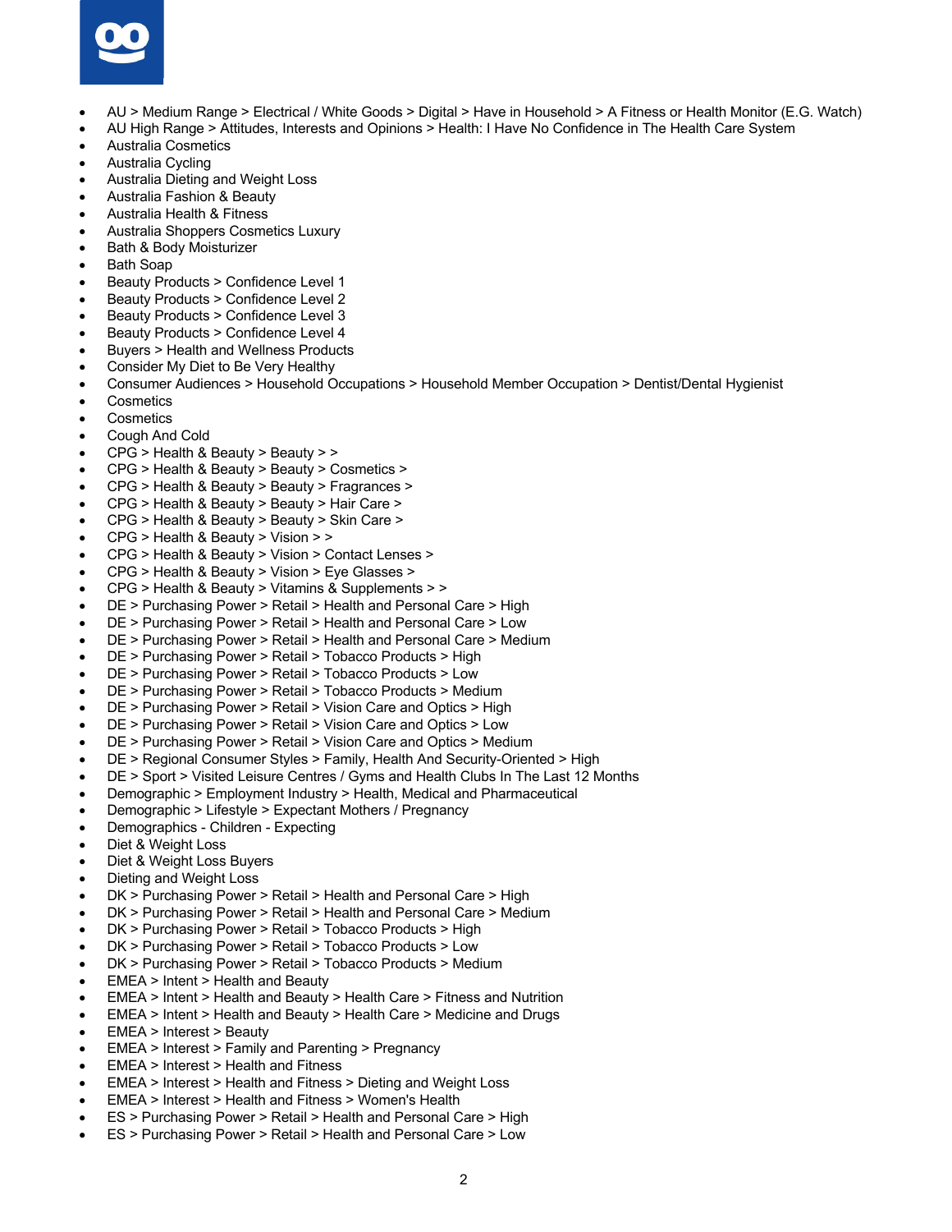- AU > Medium Range > Electrical / White Goods > Digital > Have in Household > A Fitness or Health Monitor (E.G. Watch)
- AU High Range > Attitudes, Interests and Opinions > Health: I Have No Confidence in The Health Care System
- Australia Cosmetics
- Australia Cycling
- Australia Dieting and Weight Loss
- Australia Fashion & Beauty
- Australia Health & Fitness
- Australia Shoppers Cosmetics Luxury
- Bath & Body Moisturizer
- Bath Soap
- Beauty Products > Confidence Level 1
- Beauty Products > Confidence Level 2
- Beauty Products > Confidence Level 3
- Beauty Products > Confidence Level 4
- Buyers > Health and Wellness Products
- Consider My Diet to Be Very Healthy
- Consumer Audiences > Household Occupations > Household Member Occupation > Dentist/Dental Hygienist
- Cosmetics
- Cosmetics
- Cough And Cold
- CPG > Health & Beauty > Beauty > >
- CPG > Health & Beauty > Beauty > Cosmetics >
- CPG > Health & Beauty > Beauty > Fragrances >
- CPG > Health & Beauty > Beauty > Hair Care >
- CPG > Health & Beauty > Beauty > Skin Care >
- CPG > Health & Beauty > Vision > >
- CPG > Health & Beauty > Vision > Contact Lenses >
- CPG > Health & Beauty > Vision > Eye Glasses >
- CPG > Health & Beauty > Vitamins & Supplements > >
- DE > Purchasing Power > Retail > Health and Personal Care > High
- DE > Purchasing Power > Retail > Health and Personal Care > Low
- DE > Purchasing Power > Retail > Health and Personal Care > Medium
- DE > Purchasing Power > Retail > Tobacco Products > High
- DE > Purchasing Power > Retail > Tobacco Products > Low
- DE > Purchasing Power > Retail > Tobacco Products > Medium
- DE > Purchasing Power > Retail > Vision Care and Optics > High
- DE > Purchasing Power > Retail > Vision Care and Optics > Low
- DE > Purchasing Power > Retail > Vision Care and Optics > Medium
- DE > Regional Consumer Styles > Family, Health And Security-Oriented > High
- DE > Sport > Visited Leisure Centres / Gyms and Health Clubs In The Last 12 Months
- Demographic > Employment Industry > Health, Medical and Pharmaceutical
- Demographic > Lifestyle > Expectant Mothers / Pregnancy
- Demographics - Children - Expecting
- Diet & Weight Loss
- Diet & Weight Loss Buyers
- Dieting and Weight Loss
- DK > Purchasing Power > Retail > Health and Personal Care > High
- DK > Purchasing Power > Retail > Health and Personal Care > Medium
- DK > Purchasing Power > Retail > Tobacco Products > High
- DK > Purchasing Power > Retail > Tobacco Products > Low
- DK > Purchasing Power > Retail > Tobacco Products > Medium
- EMEA > Intent > Health and Beauty
- EMEA > Intent > Health and Beauty > Health Care > Fitness and Nutrition
- EMEA > Intent > Health and Beauty > Health Care > Medicine and Drugs
- EMEA > Interest > Beauty
- EMEA > Interest > Family and Parenting > Pregnancy
- EMEA > Interest > Health and Fitness
- EMEA > Interest > Health and Fitness > Dieting and Weight Loss
- EMEA > Interest > Health and Fitness > Women's Health
- ES > Purchasing Power > Retail > Health and Personal Care > High
- ES > Purchasing Power > Retail > Health and Personal Care > Low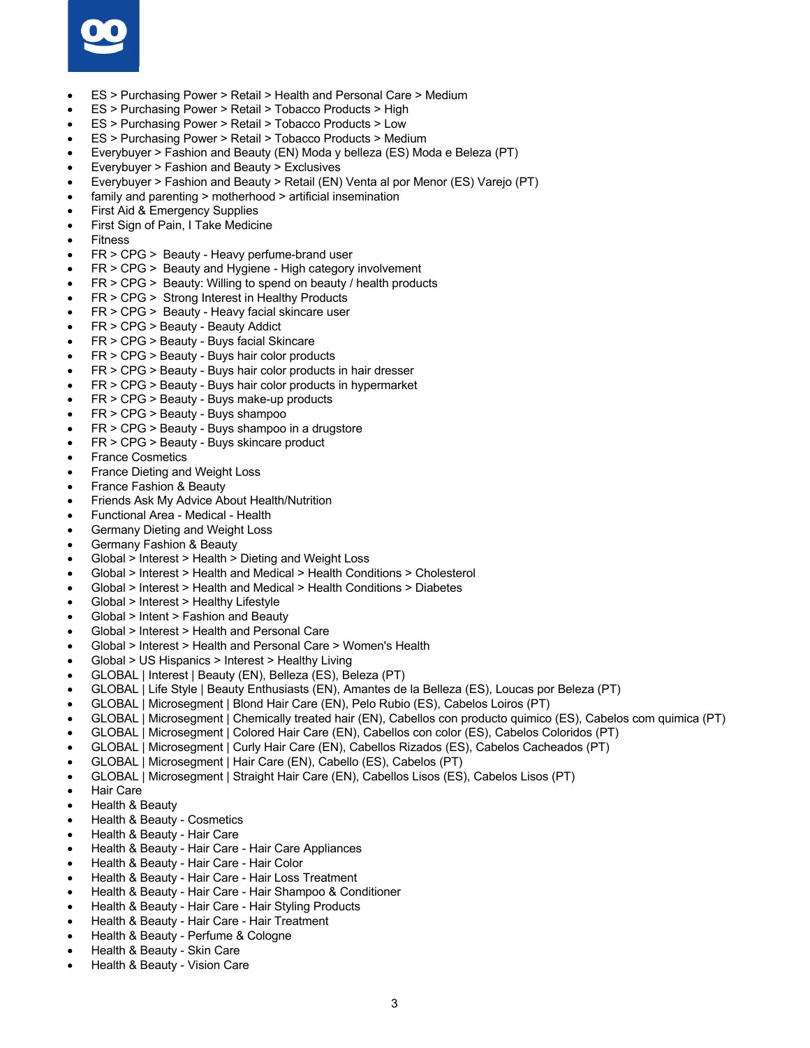- ES > Purchasing Power > Retail > Health and Personal Care > Medium
- ES > Purchasing Power > Retail > Tobacco Products > High
- ES > Purchasing Power > Retail > Tobacco Products > Low
- ES > Purchasing Power > Retail > Tobacco Products > Medium
- Everybuyer > Fashion and Beauty (EN) Moda y belleza (ES) Moda e Beleza (PT)
- Everybuyer > Fashion and Beauty > Exclusives
- Everybuyer > Fashion and Beauty > Retail (EN) Venta al por Menor (ES) Varejo (PT)
- family and parenting > motherhood > artificial insemination
- First Aid & Emergency Supplies
- First Sign of Pain, I Take Medicine
- Fitness
- FR > CPG > Beauty - Heavy perfume-brand user
- FR > CPG > Beauty and Hygiene - High category involvement
- FR > CPG > Beauty: Willing to spend on beauty / health products
- FR > CPG > Strong Interest in Healthy Products
- FR > CPG > Beauty - Heavy facial skincare user
- FR > CPG > Beauty - Beauty Addict
- FR > CPG > Beauty - Buys facial Skincare
- FR > CPG > Beauty - Buys hair color products
- FR > CPG > Beauty - Buys hair color products in hair dresser
- FR > CPG > Beauty - Buys hair color products in hypermarket
- FR > CPG > Beauty - Buys make-up products
- FR > CPG > Beauty - Buys shampoo
- FR > CPG > Beauty - Buys shampoo in a drugstore
- FR > CPG > Beauty - Buys skincare product
- France Cosmetics
- France Dieting and Weight Loss
- France Fashion & Beauty
- Friends Ask My Advice About Health/Nutrition
- Functional Area - Medical - Health
- Germany Dieting and Weight Loss
- Germany Fashion & Beauty
- Global > Interest > Health > Dieting and Weight Loss
- Global > Interest > Health and Medical > Health Conditions > Cholesterol
- Global > Interest > Health and Medical > Health Conditions > Diabetes
- Global > Interest > Healthy Lifestyle
- Global > Intent > Fashion and Beauty
- Global > Interest > Health and Personal Care
- Global > Interest > Health and Personal Care > Women's Health
- Global > US Hispanics > Interest > Healthy Living
- GLOBAL | Interest | Beauty (EN), Belleza (ES), Beleza (PT)
- GLOBAL | Life Style | Beauty Enthusiasts (EN), Amantes de la Belleza (ES), Loucas por Beleza (PT)
- GLOBAL | Microsegment | Blond Hair Care (EN), Pelo Rubio (ES), Cabelos Loiros (PT)
- GLOBAL | Microsegment | Chemically treated hair (EN), Cabellos con producto quimico (ES), Cabelos com quimica (PT)
- GLOBAL | Microsegment | Colored Hair Care (EN), Cabellos con color (ES), Cabelos Coloridos (PT)
- GLOBAL | Microsegment | Curly Hair Care (EN), Cabellos Rizados (ES), Cabelos Cacheados (PT)
- GLOBAL | Microsegment | Hair Care (EN), Cabello (ES), Cabelos (PT)
- GLOBAL | Microsegment | Straight Hair Care (EN), Cabellos Lisos (ES), Cabelos Lisos (PT)
- Hair Care
- Health & Beauty
- Health & Beauty - Cosmetics
- Health & Beauty - Hair Care
- Health & Beauty - Hair Care - Hair Care Appliances
- Health & Beauty - Hair Care - Hair Color
- Health & Beauty - Hair Care - Hair Loss Treatment
- Health & Beauty - Hair Care - Hair Shampoo & Conditioner
- Health & Beauty - Hair Care - Hair Styling Products
- Health & Beauty - Hair Care - Hair Treatment
- Health & Beauty - Perfume & Cologne
- Health & Beauty - Skin Care
- Health & Beauty - Vision Care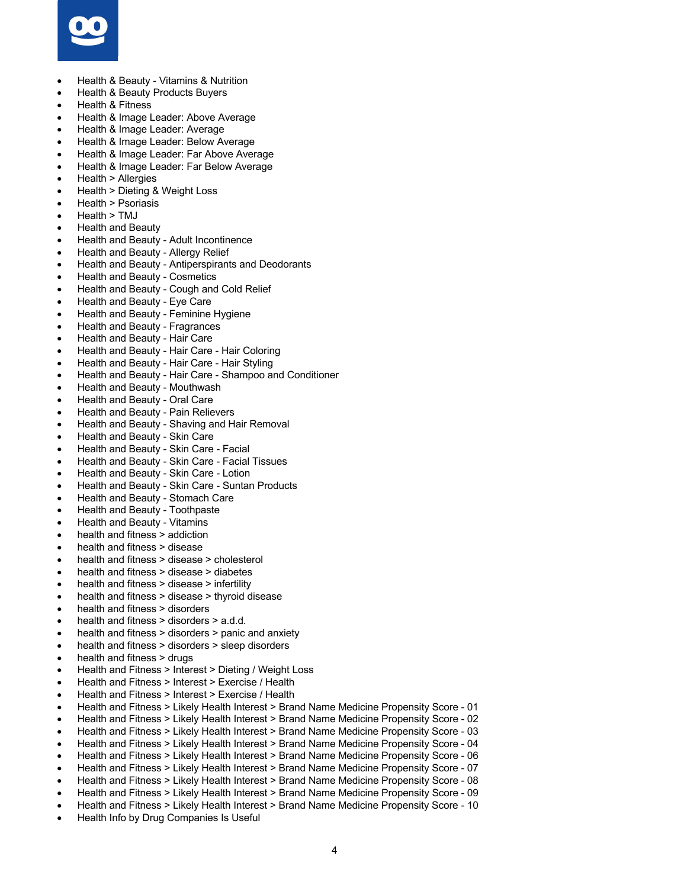- Health & Beauty - Vitamins & Nutrition
- Health & Beauty Products Buyers
- Health & Fitness
- Health & Image Leader: Above Average
- Health & Image Leader: Average
- Health & Image Leader: Below Average
- Health & Image Leader: Far Above Average
- Health & Image Leader: Far Below Average
- Health > Allergies
- Health > Dieting & Weight Loss
- Health > Psoriasis
- Health > TMJ
- Health and Beauty
- Health and Beauty - Adult Incontinence
- Health and Beauty - Allergy Relief
- Health and Beauty - Antiperspirants and Deodorants
- Health and Beauty - Cosmetics
- Health and Beauty - Cough and Cold Relief
- Health and Beauty - Eye Care
- Health and Beauty - Feminine Hygiene
- Health and Beauty - Fragrances
- Health and Beauty - Hair Care
- Health and Beauty - Hair Care - Hair Coloring
- Health and Beauty - Hair Care - Hair Styling
- Health and Beauty - Hair Care - Shampoo and Conditioner
- Health and Beauty - Mouthwash
- Health and Beauty - Oral Care
- Health and Beauty - Pain Relievers
- Health and Beauty - Shaving and Hair Removal
- Health and Beauty - Skin Care
- Health and Beauty - Skin Care - Facial
- Health and Beauty - Skin Care - Facial Tissues
- Health and Beauty - Skin Care - Lotion
- Health and Beauty - Skin Care - Suntan Products
- Health and Beauty - Stomach Care
- Health and Beauty - Toothpaste
- Health and Beauty - Vitamins
- health and fitness > addiction
- health and fitness > disease
- health and fitness > disease > cholesterol
- health and fitness > disease > diabetes
- health and fitness > disease > infertility
- health and fitness > disease > thyroid disease
- health and fitness > disorders
- health and fitness > disorders > a.d.d.
- health and fitness > disorders > panic and anxiety
- health and fitness > disorders > sleep disorders
- health and fitness > drugs
- Health and Fitness > Interest > Dieting / Weight Loss
- Health and Fitness > Interest > Exercise / Health
- Health and Fitness > Interest > Exercise / Health
- Health and Fitness > Likely Health Interest > Brand Name Medicine Propensity Score - 01
- Health and Fitness > Likely Health Interest > Brand Name Medicine Propensity Score - 02
- Health and Fitness > Likely Health Interest > Brand Name Medicine Propensity Score - 03
- Health and Fitness > Likely Health Interest > Brand Name Medicine Propensity Score - 04
- Health and Fitness > Likely Health Interest > Brand Name Medicine Propensity Score - 06
- Health and Fitness > Likely Health Interest > Brand Name Medicine Propensity Score - 07
- Health and Fitness > Likely Health Interest > Brand Name Medicine Propensity Score - 08
- Health and Fitness > Likely Health Interest > Brand Name Medicine Propensity Score - 09
- Health and Fitness > Likely Health Interest > Brand Name Medicine Propensity Score - 10
- Health Info by Drug Companies Is Useful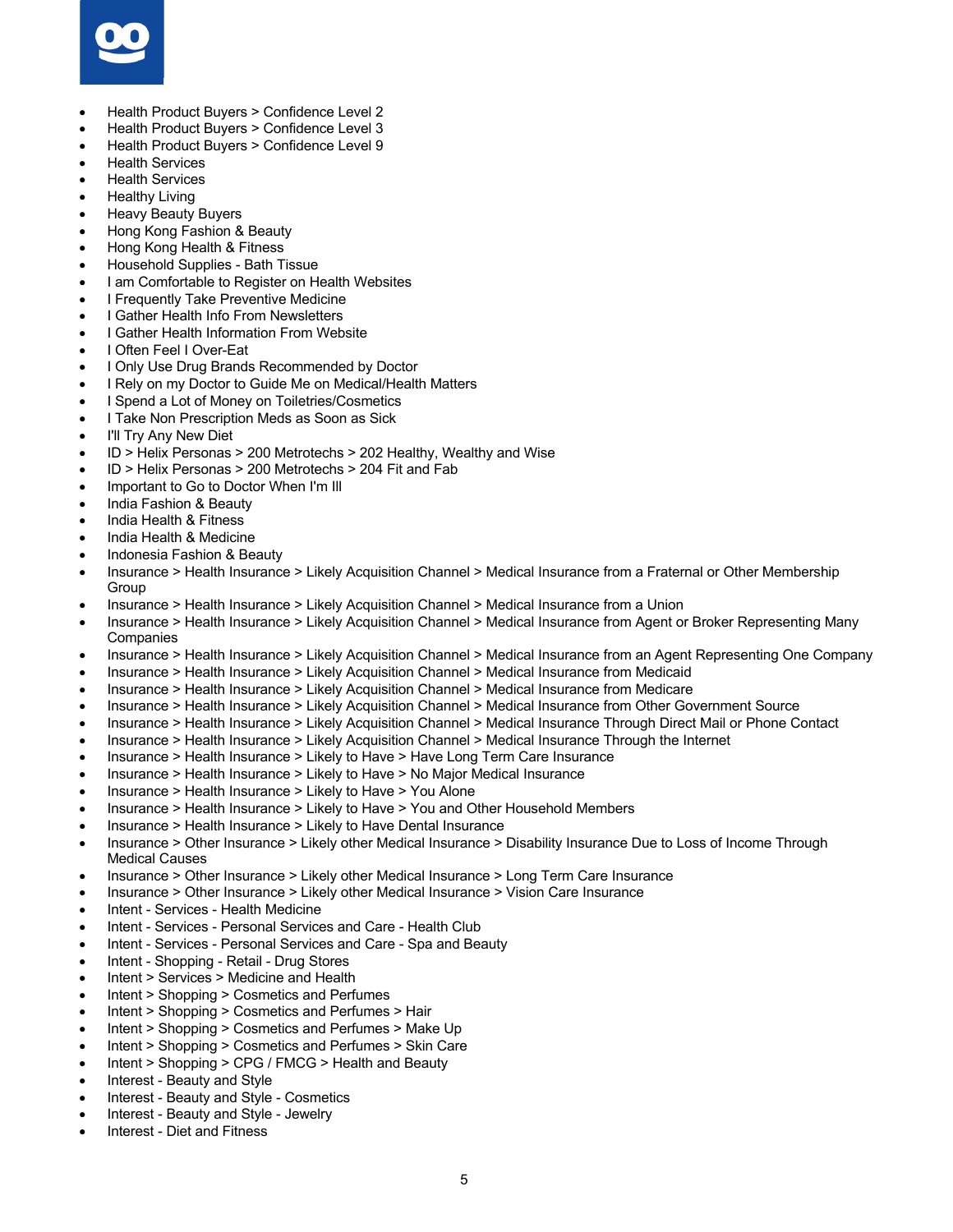- Health Product Buyers > Confidence Level 2
- Health Product Buyers > Confidence Level 3
- Health Product Buyers > Confidence Level 9
- Health Services
- Health Services
- Healthy Living
- Heavy Beauty Buyers
- Hong Kong Fashion & Beauty
- Hong Kong Health & Fitness
- Household Supplies - Bath Tissue
- I am Comfortable to Register on Health Websites
- I Frequently Take Preventive Medicine
- I Gather Health Info From Newsletters
- I Gather Health Information From Website
- I Often Feel I Over-Eat
- I Only Use Drug Brands Recommended by Doctor
- I Rely on my Doctor to Guide Me on Medical/Health Matters
- I Spend a Lot of Money on Toiletries/Cosmetics
- I Take Non Prescription Meds as Soon as Sick
- I'll Try Any New Diet
- ID > Helix Personas > 200 Metrotechs > 202 Healthy, Wealthy and Wise
- ID > Helix Personas > 200 Metrotechs > 204 Fit and Fab
- Important to Go to Doctor When I'm Ill
- India Fashion & Beauty
- India Health & Fitness
- India Health & Medicine
- Indonesia Fashion & Beauty
- Insurance > Health Insurance > Likely Acquisition Channel > Medical Insurance from a Fraternal or Other Membership Group
- Insurance > Health Insurance > Likely Acquisition Channel > Medical Insurance from a Union
- Insurance > Health Insurance > Likely Acquisition Channel > Medical Insurance from Agent or Broker Representing Many Companies
- Insurance > Health Insurance > Likely Acquisition Channel > Medical Insurance from an Agent Representing One Company
- Insurance > Health Insurance > Likely Acquisition Channel > Medical Insurance from Medicaid
- Insurance > Health Insurance > Likely Acquisition Channel > Medical Insurance from Medicare
- Insurance > Health Insurance > Likely Acquisition Channel > Medical Insurance from Other Government Source
- Insurance > Health Insurance > Likely Acquisition Channel > Medical Insurance Through Direct Mail or Phone Contact
- Insurance > Health Insurance > Likely Acquisition Channel > Medical Insurance Through the Internet
- Insurance > Health Insurance > Likely to Have > Have Long Term Care Insurance
- Insurance > Health Insurance > Likely to Have > No Major Medical Insurance
- Insurance > Health Insurance > Likely to Have > You Alone
- Insurance > Health Insurance > Likely to Have > You and Other Household Members
- Insurance > Health Insurance > Likely to Have Dental Insurance
- Insurance > Other Insurance > Likely other Medical Insurance > Disability Insurance Due to Loss of Income Through Medical Causes
- Insurance > Other Insurance > Likely other Medical Insurance > Long Term Care Insurance
- Insurance > Other Insurance > Likely other Medical Insurance > Vision Care Insurance
- Intent - Services - Health Medicine
- Intent - Services - Personal Services and Care - Health Club
- Intent - Services - Personal Services and Care - Spa and Beauty
- Intent - Shopping - Retail - Drug Stores
- Intent > Services > Medicine and Health
- Intent > Shopping > Cosmetics and Perfumes
- Intent > Shopping > Cosmetics and Perfumes > Hair
- Intent > Shopping > Cosmetics and Perfumes > Make Up
- Intent > Shopping > Cosmetics and Perfumes > Skin Care
- Intent > Shopping > CPG / FMCG > Health and Beauty
- Interest - Beauty and Style
- Interest - Beauty and Style - Cosmetics
- Interest - Beauty and Style - Jewelry
- Interest - Diet and Fitness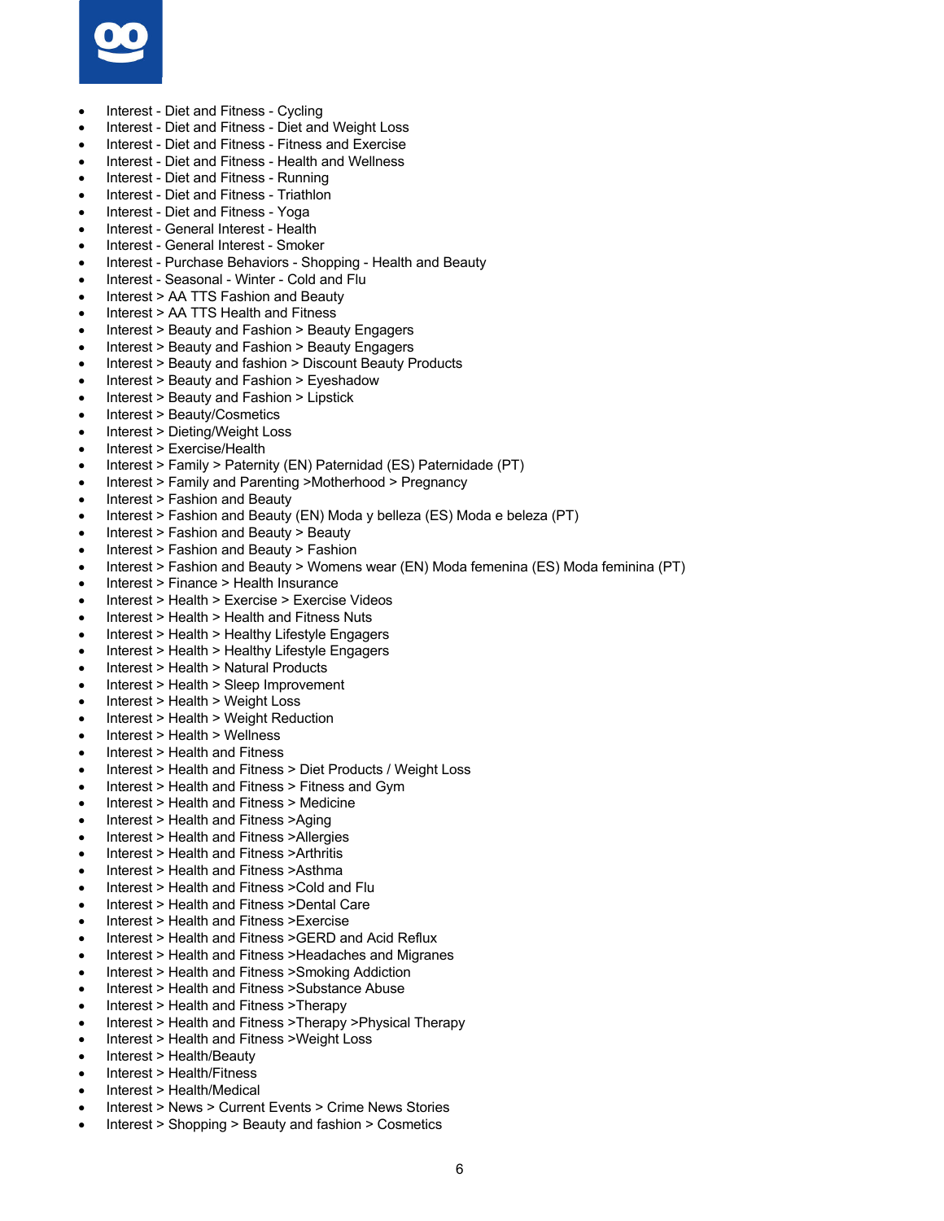- Interest - Diet and Fitness - Cycling
- Interest - Diet and Fitness - Diet and Weight Loss
- Interest - Diet and Fitness - Fitness and Exercise
- Interest - Diet and Fitness - Health and Wellness
- Interest - Diet and Fitness - Running
- Interest - Diet and Fitness - Triathlon
- Interest - Diet and Fitness - Yoga
- Interest - General Interest - Health
- Interest - General Interest - Smoker
- Interest - Purchase Behaviors - Shopping - Health and Beauty
- Interest - Seasonal - Winter - Cold and Flu
- Interest > AA TTS Fashion and Beauty
- Interest > AA TTS Health and Fitness
- Interest > Beauty and Fashion > Beauty Engagers
- Interest > Beauty and Fashion > Beauty Engagers
- Interest > Beauty and fashion > Discount Beauty Products
- Interest > Beauty and Fashion > Eyeshadow
- Interest > Beauty and Fashion > Lipstick
- Interest > Beauty/Cosmetics
- Interest > Dieting/Weight Loss
- Interest > Exercise/Health
- Interest > Family > Paternity (EN) Paternidad (ES) Paternidade (PT)
- Interest > Family and Parenting >Motherhood > Pregnancy
- Interest > Fashion and Beauty
- Interest > Fashion and Beauty (EN) Moda y belleza (ES) Moda e beleza (PT)
- Interest > Fashion and Beauty > Beauty
- Interest > Fashion and Beauty > Fashion
- Interest > Fashion and Beauty > Womens wear (EN) Moda femenina (ES) Moda feminina (PT)
- Interest > Finance > Health Insurance
- Interest > Health > Exercise > Exercise Videos
- Interest > Health > Health and Fitness Nuts
- Interest > Health > Healthy Lifestyle Engagers
- Interest > Health > Healthy Lifestyle Engagers
- Interest > Health > Natural Products
- Interest > Health > Sleep Improvement
- Interest > Health > Weight Loss
- Interest > Health > Weight Reduction
- Interest > Health > Wellness
- Interest > Health and Fitness
- Interest > Health and Fitness > Diet Products / Weight Loss
- Interest > Health and Fitness > Fitness and Gym
- Interest > Health and Fitness > Medicine
- Interest > Health and Fitness >Aging
- Interest > Health and Fitness >Allergies
- Interest > Health and Fitness >Arthritis
- Interest > Health and Fitness >Asthma
- Interest > Health and Fitness >Cold and Flu
- Interest > Health and Fitness >Dental Care
- Interest > Health and Fitness >Exercise
- Interest > Health and Fitness >GERD and Acid Reflux
- Interest > Health and Fitness >Headaches and Migranes
- Interest > Health and Fitness >Smoking Addiction
- Interest > Health and Fitness >Substance Abuse
- Interest > Health and Fitness >Therapy
- Interest > Health and Fitness >Therapy >Physical Therapy
- Interest > Health and Fitness >Weight Loss
- Interest > Health/Beauty
- Interest > Health/Fitness
- Interest > Health/Medical
- Interest > News > Current Events > Crime News Stories
- Interest > Shopping > Beauty and fashion > Cosmetics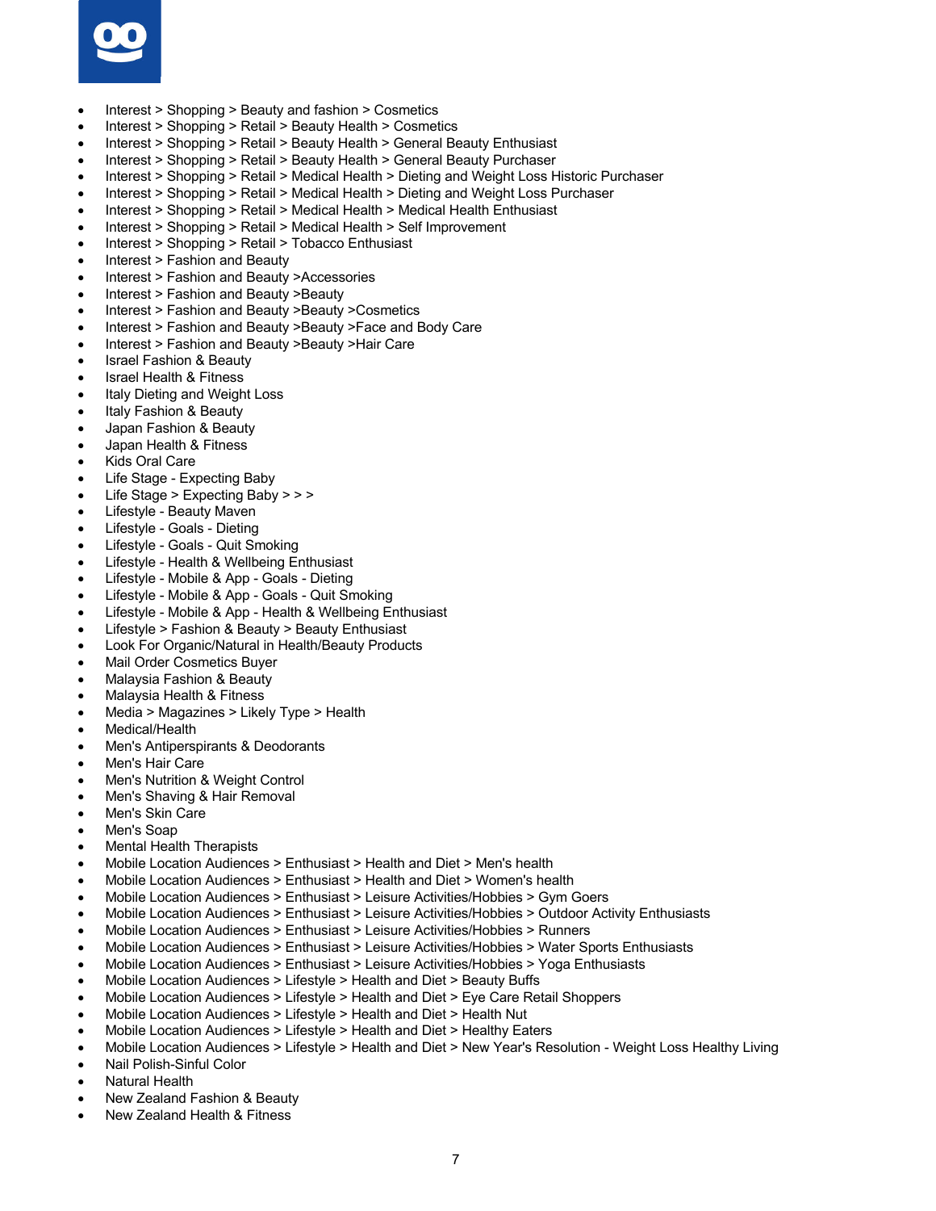- Interest > Shopping > Beauty and fashion > Cosmetics
- Interest > Shopping > Retail > Beauty Health > Cosmetics
- Interest > Shopping > Retail > Beauty Health > General Beauty Enthusiast
- Interest > Shopping > Retail > Beauty Health > General Beauty Purchaser
- Interest > Shopping > Retail > Medical Health > Dieting and Weight Loss Historic Purchaser
- Interest > Shopping > Retail > Medical Health > Dieting and Weight Loss Purchaser
- Interest > Shopping > Retail > Medical Health > Medical Health Enthusiast
- Interest > Shopping > Retail > Medical Health > Self Improvement
- Interest > Shopping > Retail > Tobacco Enthusiast
- Interest > Fashion and Beauty
- Interest > Fashion and Beauty >Accessories
- Interest > Fashion and Beauty >Beauty
- Interest > Fashion and Beauty >Beauty >Cosmetics
- Interest > Fashion and Beauty >Beauty >Face and Body Care
- Interest > Fashion and Beauty >Beauty >Hair Care
- Israel Fashion & Beauty
- Israel Health & Fitness
- Italy Dieting and Weight Loss
- Italy Fashion & Beauty
- Japan Fashion & Beauty
- Japan Health & Fitness
- Kids Oral Care
- Life Stage - Expecting Baby
- Life Stage > Expecting Baby > > >
- Lifestyle - Beauty Maven
- Lifestyle - Goals - Dieting
- Lifestyle - Goals - Quit Smoking
- Lifestyle - Health & Wellbeing Enthusiast
- Lifestyle - Mobile & App - Goals - Dieting
- Lifestyle - Mobile & App - Goals - Quit Smoking
- Lifestyle - Mobile & App - Health & Wellbeing Enthusiast
- Lifestyle > Fashion & Beauty > Beauty Enthusiast
- Look For Organic/Natural in Health/Beauty Products
- Mail Order Cosmetics Buyer
- Malaysia Fashion & Beauty
- Malaysia Health & Fitness
- Media > Magazines > Likely Type > Health
- Medical/Health
- Men's Antiperspirants & Deodorants
- Men's Hair Care
- Men's Nutrition & Weight Control
- Men's Shaving & Hair Removal
- Men's Skin Care
- Men's Soap
- Mental Health Therapists
- Mobile Location Audiences > Enthusiast > Health and Diet > Men's health
- Mobile Location Audiences > Enthusiast > Health and Diet > Women's health
- Mobile Location Audiences > Enthusiast > Leisure Activities/Hobbies > Gym Goers
- Mobile Location Audiences > Enthusiast > Leisure Activities/Hobbies > Outdoor Activity Enthusiasts
- Mobile Location Audiences > Enthusiast > Leisure Activities/Hobbies > Runners
- Mobile Location Audiences > Enthusiast > Leisure Activities/Hobbies > Water Sports Enthusiasts
- Mobile Location Audiences > Enthusiast > Leisure Activities/Hobbies > Yoga Enthusiasts
- Mobile Location Audiences > Lifestyle > Health and Diet > Beauty Buffs
- Mobile Location Audiences > Lifestyle > Health and Diet > Eye Care Retail Shoppers
- Mobile Location Audiences > Lifestyle > Health and Diet > Health Nut
- Mobile Location Audiences > Lifestyle > Health and Diet > Healthy Eaters
- Mobile Location Audiences > Lifestyle > Health and Diet > New Year's Resolution - Weight Loss Healthy Living
- Nail Polish-Sinful Color
- Natural Health
- New Zealand Fashion & Beauty
- New Zealand Health & Fitness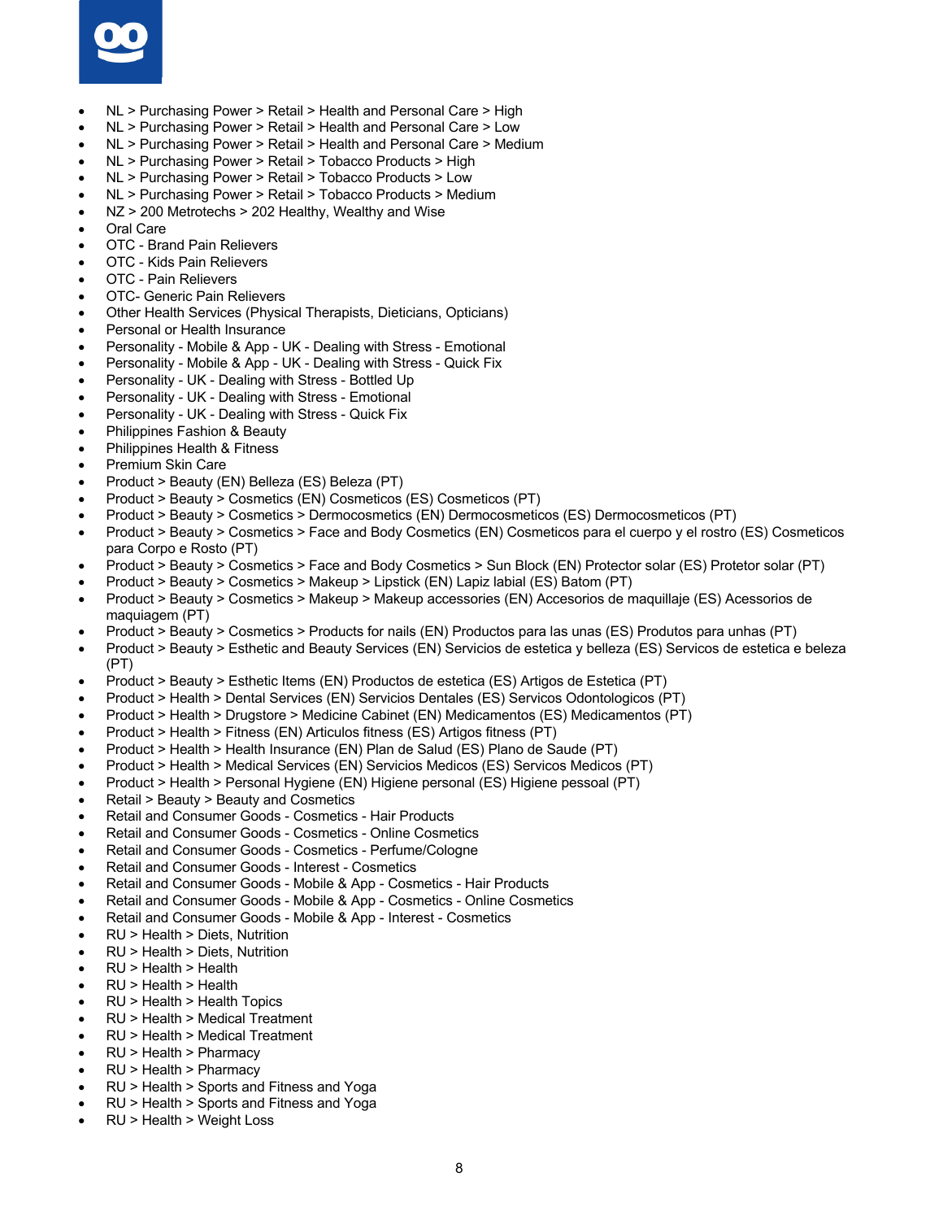- NL > Purchasing Power > Retail > Health and Personal Care > High
- NL > Purchasing Power > Retail > Health and Personal Care > Low
- NL > Purchasing Power > Retail > Health and Personal Care > Medium
- NL > Purchasing Power > Retail > Tobacco Products > High
- NL > Purchasing Power > Retail > Tobacco Products > Low
- NL > Purchasing Power > Retail > Tobacco Products > Medium
- NZ > 200 Metrotechs > 202 Healthy, Wealthy and Wise
- Oral Care
- OTC - Brand Pain Relievers
- OTC - Kids Pain Relievers
- OTC - Pain Relievers
- OTC- Generic Pain Relievers
- Other Health Services (Physical Therapists, Dieticians, Opticians)
- Personal or Health Insurance
- Personality - Mobile & App - UK - Dealing with Stress - Emotional
- Personality - Mobile & App - UK - Dealing with Stress - Quick Fix
- Personality - UK - Dealing with Stress - Bottled Up
- Personality - UK - Dealing with Stress - Emotional
- Personality - UK - Dealing with Stress - Quick Fix
- Philippines Fashion & Beauty
- Philippines Health & Fitness
- Premium Skin Care
- Product > Beauty (EN) Belleza (ES) Beleza (PT)
- Product > Beauty > Cosmetics (EN) Cosmeticos (ES) Cosmeticos (PT)
- Product > Beauty > Cosmetics > Dermocosmetics (EN) Dermocosmeticos (ES) Dermocosmeticos (PT)
- Product > Beauty > Cosmetics > Face and Body Cosmetics (EN) Cosmeticos para el cuerpo y el rostro (ES) Cosmeticos para Corpo e Rosto (PT)
- Product > Beauty > Cosmetics > Face and Body Cosmetics > Sun Block (EN) Protector solar (ES) Protetor solar (PT)
- Product > Beauty > Cosmetics > Makeup > Lipstick (EN) Lapiz labial (ES) Batom (PT)
- Product > Beauty > Cosmetics > Makeup > Makeup accessories (EN) Accesorios de maquillaje (ES) Acessorios de maquiagem (PT)
- Product > Beauty > Cosmetics > Products for nails (EN) Productos para las unas (ES) Produtos para unhas (PT)
- Product > Beauty > Esthetic and Beauty Services (EN) Servicios de estetica y belleza (ES) Servicos de estetica e beleza (PT)
- Product > Beauty > Esthetic Items (EN) Productos de estetica (ES) Artigos de Estetica (PT)
- Product > Health > Dental Services (EN) Servicios Dentales (ES) Servicos Odontologicos (PT)
- Product > Health > Drugstore > Medicine Cabinet (EN) Medicamentos (ES) Medicamentos (PT)
- Product > Health > Fitness (EN) Articulos fitness (ES) Artigos fitness (PT)
- Product > Health > Health Insurance (EN) Plan de Salud (ES) Plano de Saude (PT)
- Product > Health > Medical Services (EN) Servicios Medicos (ES) Servicos Medicos (PT)
- Product > Health > Personal Hygiene (EN) Higiene personal (ES) Higiene pessoal (PT)
- Retail > Beauty > Beauty and Cosmetics
- Retail and Consumer Goods - Cosmetics - Hair Products
- Retail and Consumer Goods - Cosmetics - Online Cosmetics
- Retail and Consumer Goods - Cosmetics - Perfume/Cologne
- Retail and Consumer Goods - Interest - Cosmetics
- Retail and Consumer Goods - Mobile & App - Cosmetics - Hair Products
- Retail and Consumer Goods - Mobile & App - Cosmetics - Online Cosmetics
- Retail and Consumer Goods - Mobile & App - Interest - Cosmetics
- RU > Health > Diets, Nutrition
- RU > Health > Diets, Nutrition
- RU > Health > Health
- RU > Health > Health
- RU > Health > Health Topics
- RU > Health > Medical Treatment
- RU > Health > Medical Treatment
- RU > Health > Pharmacy
- RU > Health > Pharmacy
- RU > Health > Sports and Fitness and Yoga
- RU > Health > Sports and Fitness and Yoga
- RU > Health > Weight Loss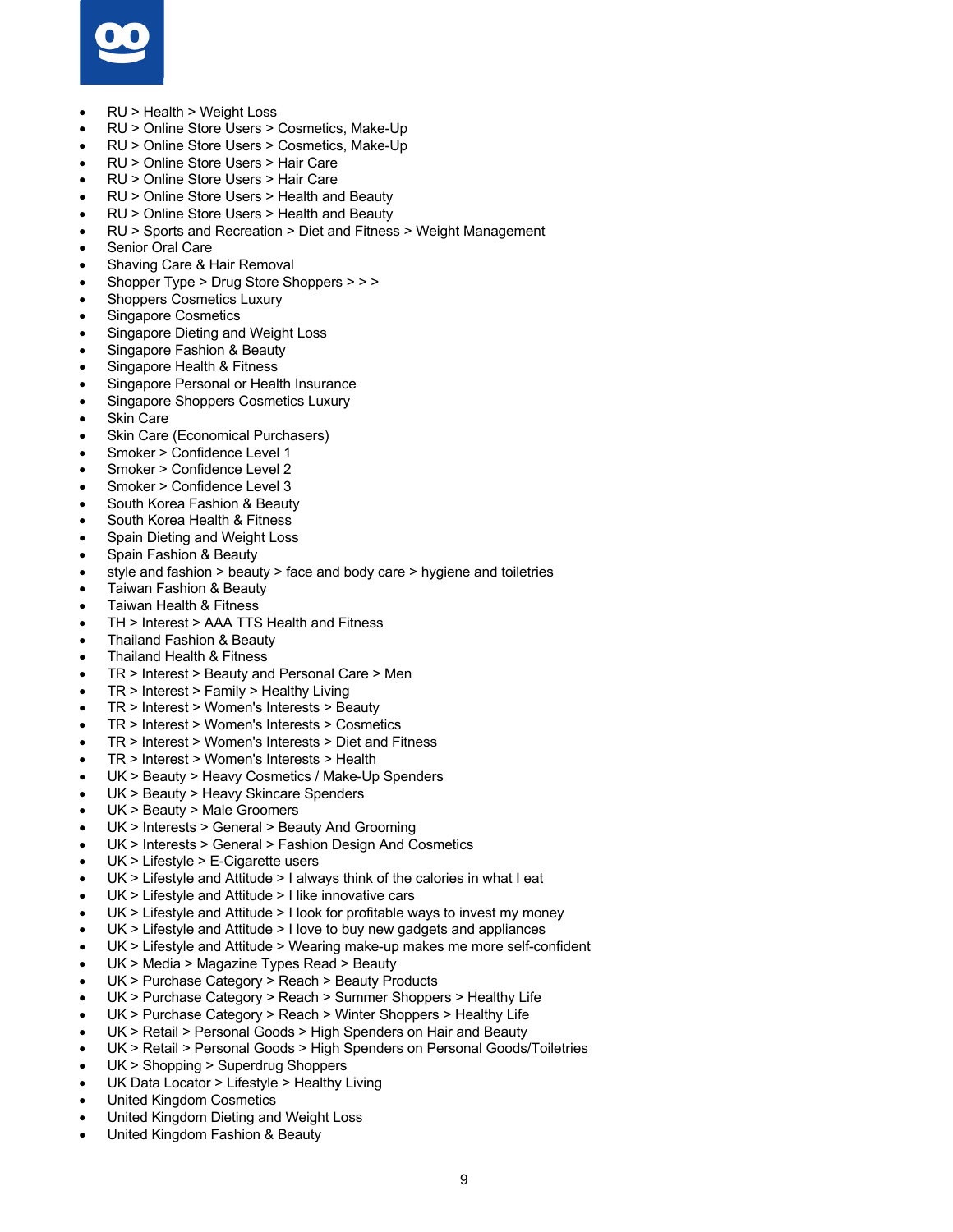- RU > Health > Weight Loss
- RU > Online Store Users > Cosmetics, Make-Up
- RU > Online Store Users > Cosmetics, Make-Up
- RU > Online Store Users > Hair Care
- RU > Online Store Users > Hair Care
- RU > Online Store Users > Health and Beauty
- RU > Online Store Users > Health and Beauty
- RU > Sports and Recreation > Diet and Fitness > Weight Management
- Senior Oral Care
- Shaving Care & Hair Removal
- Shopper Type > Drug Store Shoppers > > >
- Shoppers Cosmetics Luxury
- Singapore Cosmetics
- Singapore Dieting and Weight Loss
- Singapore Fashion & Beauty
- Singapore Health & Fitness
- Singapore Personal or Health Insurance
- Singapore Shoppers Cosmetics Luxury
- Skin Care
- Skin Care (Economical Purchasers)
- Smoker > Confidence Level 1
- Smoker > Confidence Level 2
- Smoker > Confidence Level 3
- South Korea Fashion & Beauty
- South Korea Health & Fitness
- Spain Dieting and Weight Loss
- Spain Fashion & Beauty
- style and fashion > beauty > face and body care > hygiene and toiletries
- Taiwan Fashion & Beauty
- Taiwan Health & Fitness
- TH > Interest > AAA TTS Health and Fitness
- Thailand Fashion & Beauty
- Thailand Health & Fitness
- TR > Interest > Beauty and Personal Care > Men
- TR > Interest > Family > Healthy Living
- TR > Interest > Women's Interests > Beauty
- TR > Interest > Women's Interests > Cosmetics
- TR > Interest > Women's Interests > Diet and Fitness
- TR > Interest > Women's Interests > Health
- UK > Beauty > Heavy Cosmetics / Make-Up Spenders
- UK > Beauty > Heavy Skincare Spenders
- UK > Beauty > Male Groomers
- UK > Interests > General > Beauty And Grooming
- UK > Interests > General > Fashion Design And Cosmetics
- UK > Lifestyle > E-Cigarette users
- UK > Lifestyle and Attitude > I always think of the calories in what I eat
- UK > Lifestyle and Attitude > I like innovative cars
- UK > Lifestyle and Attitude > I look for profitable ways to invest my money
- UK > Lifestyle and Attitude > I love to buy new gadgets and appliances
- UK > Lifestyle and Attitude > Wearing make-up makes me more self-confident
- UK > Media > Magazine Types Read > Beauty
- UK > Purchase Category > Reach > Beauty Products
- UK > Purchase Category > Reach > Summer Shoppers > Healthy Life
- UK > Purchase Category > Reach > Winter Shoppers > Healthy Life
- UK > Retail > Personal Goods > High Spenders on Hair and Beauty
- UK > Retail > Personal Goods > High Spenders on Personal Goods/Toiletries
- UK > Shopping > Superdrug Shoppers
- UK Data Locator > Lifestyle > Healthy Living
- United Kingdom Cosmetics
- United Kingdom Dieting and Weight Loss
- United Kingdom Fashion & Beauty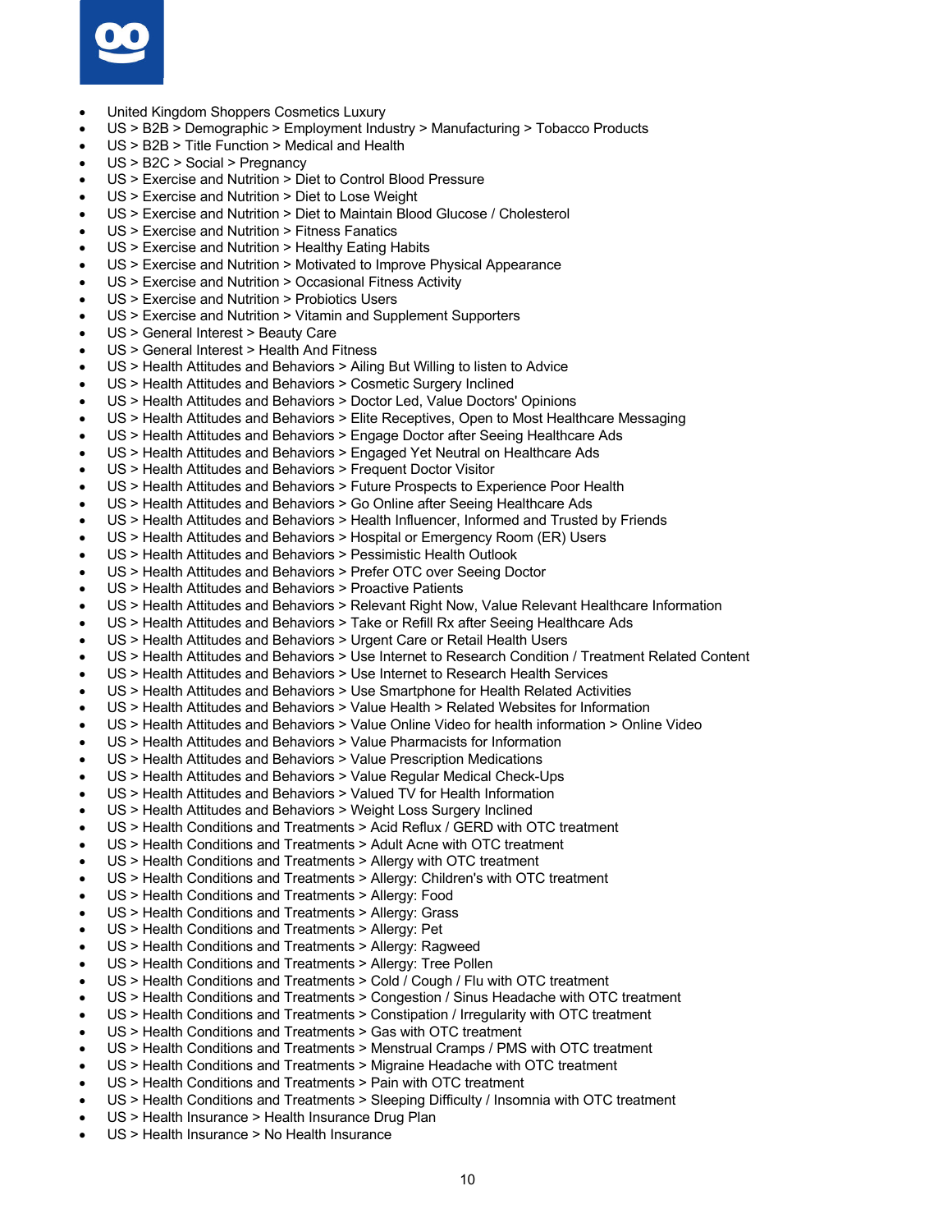- United Kingdom Shoppers Cosmetics Luxury
- US > B2B > Demographic > Employment Industry > Manufacturing > Tobacco Products
- US > B2B > Title Function > Medical and Health
- US > B2C > Social > Pregnancy
- US > Exercise and Nutrition > Diet to Control Blood Pressure
- US > Exercise and Nutrition > Diet to Lose Weight
- US > Exercise and Nutrition > Diet to Maintain Blood Glucose / Cholesterol
- US > Exercise and Nutrition > Fitness Fanatics
- US > Exercise and Nutrition > Healthy Eating Habits
- US > Exercise and Nutrition > Motivated to Improve Physical Appearance
- US > Exercise and Nutrition > Occasional Fitness Activity
- US > Exercise and Nutrition > Probiotics Users
- US > Exercise and Nutrition > Vitamin and Supplement Supporters
- US > General Interest > Beauty Care
- US > General Interest > Health And Fitness
- US > Health Attitudes and Behaviors > Ailing But Willing to listen to Advice
- US > Health Attitudes and Behaviors > Cosmetic Surgery Inclined
- US > Health Attitudes and Behaviors > Doctor Led, Value Doctors' Opinions
- US > Health Attitudes and Behaviors > Elite Receptives, Open to Most Healthcare Messaging
- US > Health Attitudes and Behaviors > Engage Doctor after Seeing Healthcare Ads
- US > Health Attitudes and Behaviors > Engaged Yet Neutral on Healthcare Ads
- US > Health Attitudes and Behaviors > Frequent Doctor Visitor
- US > Health Attitudes and Behaviors > Future Prospects to Experience Poor Health
- US > Health Attitudes and Behaviors > Go Online after Seeing Healthcare Ads
- US > Health Attitudes and Behaviors > Health Influencer, Informed and Trusted by Friends
- US > Health Attitudes and Behaviors > Hospital or Emergency Room (ER) Users
- US > Health Attitudes and Behaviors > Pessimistic Health Outlook
- US > Health Attitudes and Behaviors > Prefer OTC over Seeing Doctor
- US > Health Attitudes and Behaviors > Proactive Patients
- US > Health Attitudes and Behaviors > Relevant Right Now, Value Relevant Healthcare Information
- US > Health Attitudes and Behaviors > Take or Refill Rx after Seeing Healthcare Ads
- US > Health Attitudes and Behaviors > Urgent Care or Retail Health Users
- US > Health Attitudes and Behaviors > Use Internet to Research Condition / Treatment Related Content
- US > Health Attitudes and Behaviors > Use Internet to Research Health Services
- US > Health Attitudes and Behaviors > Use Smartphone for Health Related Activities
- US > Health Attitudes and Behaviors > Value Health > Related Websites for Information
- US > Health Attitudes and Behaviors > Value Online Video for health information > Online Video
- US > Health Attitudes and Behaviors > Value Pharmacists for Information
- US > Health Attitudes and Behaviors > Value Prescription Medications
- US > Health Attitudes and Behaviors > Value Regular Medical Check-Ups
- US > Health Attitudes and Behaviors > Valued TV for Health Information
- US > Health Attitudes and Behaviors > Weight Loss Surgery Inclined
- US > Health Conditions and Treatments > Acid Reflux / GERD with OTC treatment
- US > Health Conditions and Treatments > Adult Acne with OTC treatment
- US > Health Conditions and Treatments > Allergy with OTC treatment
- US > Health Conditions and Treatments > Allergy: Children's with OTC treatment
- US > Health Conditions and Treatments > Allergy: Food
- US > Health Conditions and Treatments > Allergy: Grass
- US > Health Conditions and Treatments > Allergy: Pet
- US > Health Conditions and Treatments > Allergy: Ragweed
- US > Health Conditions and Treatments > Allergy: Tree Pollen
- US > Health Conditions and Treatments > Cold / Cough / Flu with OTC treatment
- US > Health Conditions and Treatments > Congestion / Sinus Headache with OTC treatment
- US > Health Conditions and Treatments > Constipation / Irregularity with OTC treatment
- US > Health Conditions and Treatments > Gas with OTC treatment
- US > Health Conditions and Treatments > Menstrual Cramps / PMS with OTC treatment
- US > Health Conditions and Treatments > Migraine Headache with OTC treatment
- US > Health Conditions and Treatments > Pain with OTC treatment
- US > Health Conditions and Treatments > Sleeping Difficulty / Insomnia with OTC treatment
- US > Health Insurance > Health Insurance Drug Plan
- US > Health Insurance > No Health Insurance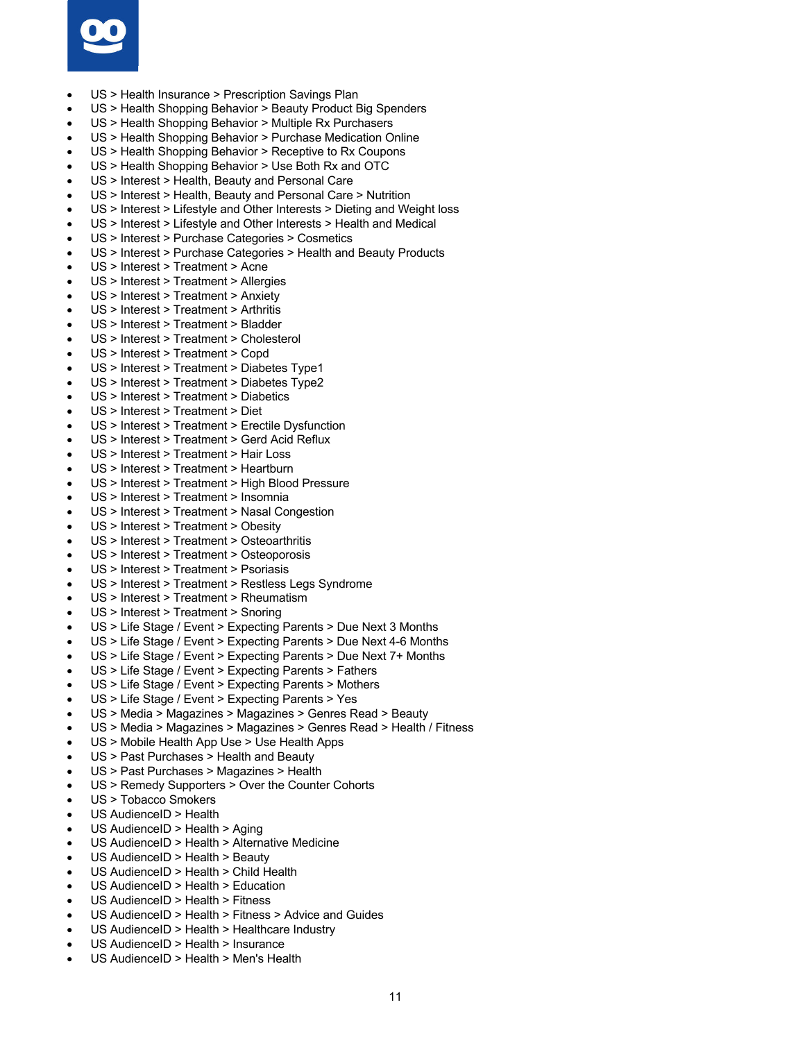- US > Health Insurance > Prescription Savings Plan
- US > Health Shopping Behavior > Beauty Product Big Spenders
- US > Health Shopping Behavior > Multiple Rx Purchasers
- US > Health Shopping Behavior > Purchase Medication Online
- US > Health Shopping Behavior > Receptive to Rx Coupons
- US > Health Shopping Behavior > Use Both Rx and OTC
- US > Interest > Health, Beauty and Personal Care
- US > Interest > Health, Beauty and Personal Care > Nutrition
- US > Interest > Lifestyle and Other Interests > Dieting and Weight loss
- US > Interest > Lifestyle and Other Interests > Health and Medical
- US > Interest > Purchase Categories > Cosmetics
- US > Interest > Purchase Categories > Health and Beauty Products
- US > Interest > Treatment > Acne
- US > Interest > Treatment > Allergies
- US > Interest > Treatment > Anxiety
- US > Interest > Treatment > Arthritis
- US > Interest > Treatment > Bladder
- US > Interest > Treatment > Cholesterol
- US > Interest > Treatment > Copd
- US > Interest > Treatment > Diabetes Type1
- US > Interest > Treatment > Diabetes Type2
- US > Interest > Treatment > Diabetics
- US > Interest > Treatment > Diet
- US > Interest > Treatment > Erectile Dysfunction
- US > Interest > Treatment > Gerd Acid Reflux
- US > Interest > Treatment > Hair Loss
- US > Interest > Treatment > Heartburn
- US > Interest > Treatment > High Blood Pressure
- US > Interest > Treatment > Insomnia
- US > Interest > Treatment > Nasal Congestion
- US > Interest > Treatment > Obesity
- US > Interest > Treatment > Osteoarthritis
- US > Interest > Treatment > Osteoporosis
- US > Interest > Treatment > Psoriasis
- US > Interest > Treatment > Restless Legs Syndrome
- US > Interest > Treatment > Rheumatism
- US > Interest > Treatment > Snoring
- US > Life Stage / Event > Expecting Parents > Due Next 3 Months
- US > Life Stage / Event > Expecting Parents > Due Next 4-6 Months
- US > Life Stage / Event > Expecting Parents > Due Next 7+ Months
- US > Life Stage / Event > Expecting Parents > Fathers
- US > Life Stage / Event > Expecting Parents > Mothers
- US > Life Stage / Event > Expecting Parents > Yes
- US > Media > Magazines > Magazines > Genres Read > Beauty
- US > Media > Magazines > Magazines > Genres Read > Health / Fitness
- US > Mobile Health App Use > Use Health Apps
- US > Past Purchases > Health and Beauty
- US > Past Purchases > Magazines > Health
- US > Remedy Supporters > Over the Counter Cohorts
- US > Tobacco Smokers
- US AudienceID > Health
- US AudienceID > Health > Aging
- US AudienceID > Health > Alternative Medicine
- US AudienceID > Health > Beauty
- US AudienceID > Health > Child Health
- US AudienceID > Health > Education
- US AudienceID > Health > Fitness
- US AudienceID > Health > Fitness > Advice and Guides
- US AudienceID > Health > Healthcare Industry
- US AudienceID > Health > Insurance
- US AudienceID > Health > Men's Health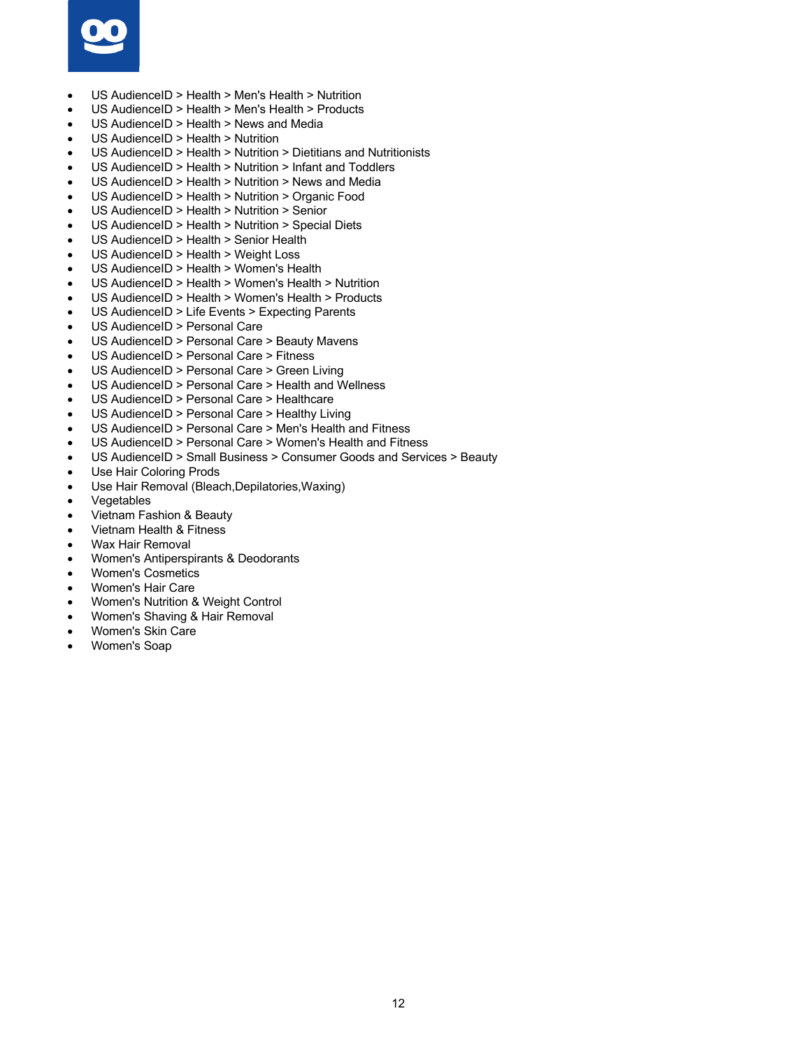- US AudienceID > Health > Men's Health > Nutrition
- US AudienceID > Health > Men's Health > Products
- US AudienceID > Health > News and Media
- US AudienceID > Health > Nutrition
- US AudienceID > Health > Nutrition > Dietitians and Nutritionists
- US AudienceID > Health > Nutrition > Infant and Toddlers
- US AudienceID > Health > Nutrition > News and Media
- US AudienceID > Health > Nutrition > Organic Food
- US AudienceID > Health > Nutrition > Senior
- US AudienceID > Health > Nutrition > Special Diets
- US AudienceID > Health > Senior Health
- US AudienceID > Health > Weight Loss
- US AudienceID > Health > Women's Health
- US AudienceID > Health > Women's Health > Nutrition
- US AudienceID > Health > Women's Health > Products
- US AudienceID > Life Events > Expecting Parents
- US AudienceID > Personal Care
- US AudienceID > Personal Care > Beauty Mavens
- US AudienceID > Personal Care > Fitness
- US AudienceID > Personal Care > Green Living
- US AudienceID > Personal Care > Health and Wellness
- US AudienceID > Personal Care > Healthcare
- US AudienceID > Personal Care > Healthy Living
- US AudienceID > Personal Care > Men's Health and Fitness
- US AudienceID > Personal Care > Women's Health and Fitness
- US AudienceID > Small Business > Consumer Goods and Services > Beauty
- Use Hair Coloring Prods
- Use Hair Removal (Bleach,Depilatories,Waxing)
- Vegetables
- Vietnam Fashion & Beauty
- Vietnam Health & Fitness
- Wax Hair Removal
- Women's Antiperspirants & Deodorants
- Women's Cosmetics
- Women's Hair Care
- Women's Nutrition & Weight Control
- Women's Shaving & Hair Removal
- Women's Skin Care
- Women's Soap